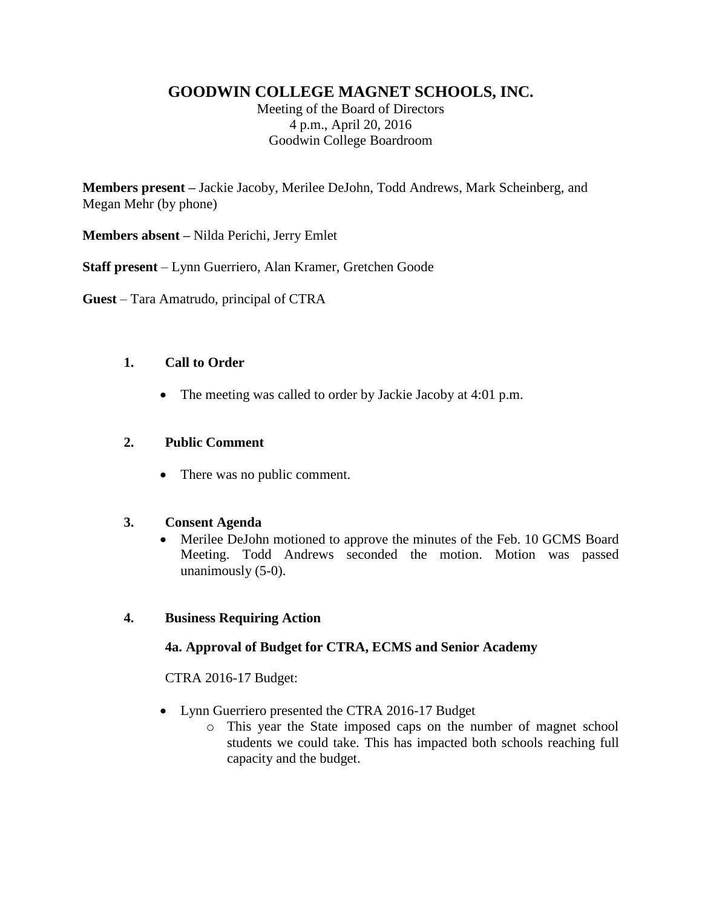# GOODWIN COLLEGE MAGNET SCHOOLS, INC.

Meeting of the Board of Directors
4 p.m., April 20, 2016
Goodwin College Boardroom

**Members present –** Jackie Jacoby, Merilee DeJohn, Todd Andrews, Mark Scheinberg, and Megan Mehr (by phone)

**Members absent –** Nilda Perichi, Jerry Emlet

**Staff present** – Lynn Guerriero, Alan Kramer, Gretchen Goode

**Guest** – Tara Amatrudo, principal of CTRA

## 1. Call to Order

- The meeting was called to order by Jackie Jacoby at 4:01 p.m.

## 2. Public Comment

- There was no public comment.

## 3. Consent Agenda

- Merilee DeJohn motioned to approve the minutes of the Feb. 10 GCMS Board Meeting. Todd Andrews seconded the motion. Motion was passed unanimously (5-0).

## 4. Business Requiring Action

### 4a. Approval of Budget for CTRA, ECMS and Senior Academy

CTRA 2016-17 Budget:

- Lynn Guerriero presented the CTRA 2016-17 Budget
  - This year the State imposed caps on the number of magnet school students we could take. This has impacted both schools reaching full capacity and the budget.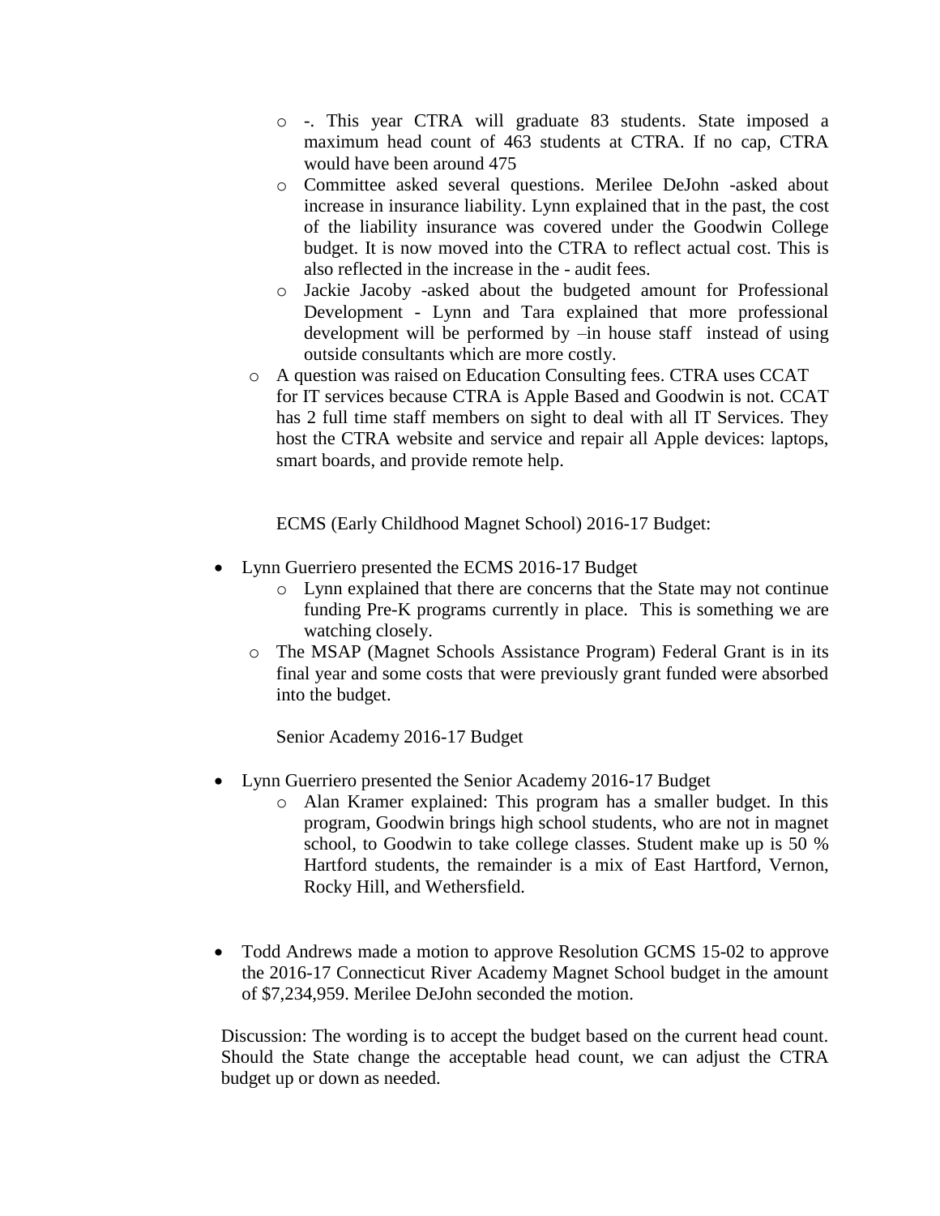- -. This year CTRA will graduate 83 students. State imposed a maximum head count of 463 students at CTRA. If no cap, CTRA would have been around 475
  - Committee asked several questions. Merilee DeJohn -asked about increase in insurance liability. Lynn explained that in the past, the cost of the liability insurance was covered under the Goodwin College budget. It is now moved into the CTRA to reflect actual cost. This is also reflected in the increase in the - audit fees.
  - Jackie Jacoby -asked about the budgeted amount for Professional Development - Lynn and Tara explained that more professional development will be performed by –in house staff instead of using outside consultants which are more costly.
  - A question was raised on Education Consulting fees. CTRA uses CCAT for IT services because CTRA is Apple Based and Goodwin is not. CCAT has 2 full time staff members on sight to deal with all IT Services. They host the CTRA website and service and repair all Apple devices: laptops, smart boards, and provide remote help.

ECMS (Early Childhood Magnet School) 2016-17 Budget:

- Lynn Guerriero presented the ECMS 2016-17 Budget
  - Lynn explained that there are concerns that the State may not continue funding Pre-K programs currently in place. This is something we are watching closely.
  - The MSAP (Magnet Schools Assistance Program) Federal Grant is in its final year and some costs that were previously grant funded were absorbed into the budget.

Senior Academy 2016-17 Budget

- Lynn Guerriero presented the Senior Academy 2016-17 Budget
  - Alan Kramer explained: This program has a smaller budget. In this program, Goodwin brings high school students, who are not in magnet school, to Goodwin to take college classes. Student make up is 50 % Hartford students, the remainder is a mix of East Hartford, Vernon, Rocky Hill, and Wethersfield.

- Todd Andrews made a motion to approve Resolution GCMS 15-02 to approve the 2016-17 Connecticut River Academy Magnet School budget in the amount of $7,234,959. Merilee DeJohn seconded the motion.

Discussion: The wording is to accept the budget based on the current head count. Should the State change the acceptable head count, we can adjust the CTRA budget up or down as needed.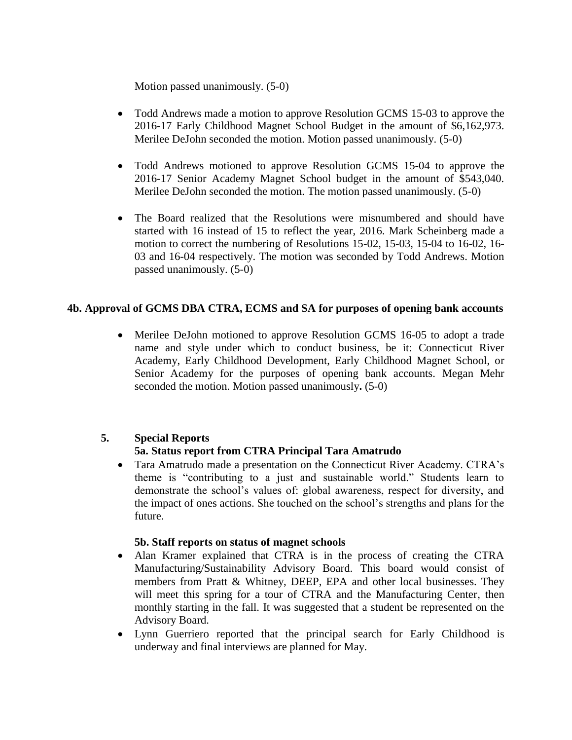Motion passed unanimously. (5-0)

- Todd Andrews made a motion to approve Resolution GCMS 15-03 to approve the 2016-17 Early Childhood Magnet School Budget in the amount of $6,162,973. Merilee DeJohn seconded the motion. Motion passed unanimously. (5-0)

- Todd Andrews motioned to approve Resolution GCMS 15-04 to approve the 2016-17 Senior Academy Magnet School budget in the amount of $543,040. Merilee DeJohn seconded the motion. The motion passed unanimously. (5-0)

- The Board realized that the Resolutions were misnumbered and should have started with 16 instead of 15 to reflect the year, 2016. Mark Scheinberg made a motion to correct the numbering of Resolutions 15-02, 15-03, 15-04 to 16-02, 16-03 and 16-04 respectively. The motion was seconded by Todd Andrews. Motion passed unanimously. (5-0)

**4b. Approval of GCMS DBA CTRA, ECMS and SA for purposes of opening bank accounts**

- Merilee DeJohn motioned to approve Resolution GCMS 16-05 to adopt a trade name and style under which to conduct business, be it: Connecticut River Academy, Early Childhood Development, Early Childhood Magnet School, or Senior Academy for the purposes of opening bank accounts. Megan Mehr seconded the motion. Motion passed unanimously**.** (5-0)

**5. Special Reports**

**5a. Status report from CTRA Principal Tara Amatrudo**

- Tara Amatrudo made a presentation on the Connecticut River Academy. CTRA's theme is "contributing to a just and sustainable world." Students learn to demonstrate the school's values of: global awareness, respect for diversity, and the impact of ones actions. She touched on the school's strengths and plans for the future.

**5b. Staff reports on status of magnet schools**

- Alan Kramer explained that CTRA is in the process of creating the CTRA Manufacturing/Sustainability Advisory Board. This board would consist of members from Pratt & Whitney, DEEP, EPA and other local businesses. They will meet this spring for a tour of CTRA and the Manufacturing Center, then monthly starting in the fall. It was suggested that a student be represented on the Advisory Board.
- Lynn Guerriero reported that the principal search for Early Childhood is underway and final interviews are planned for May.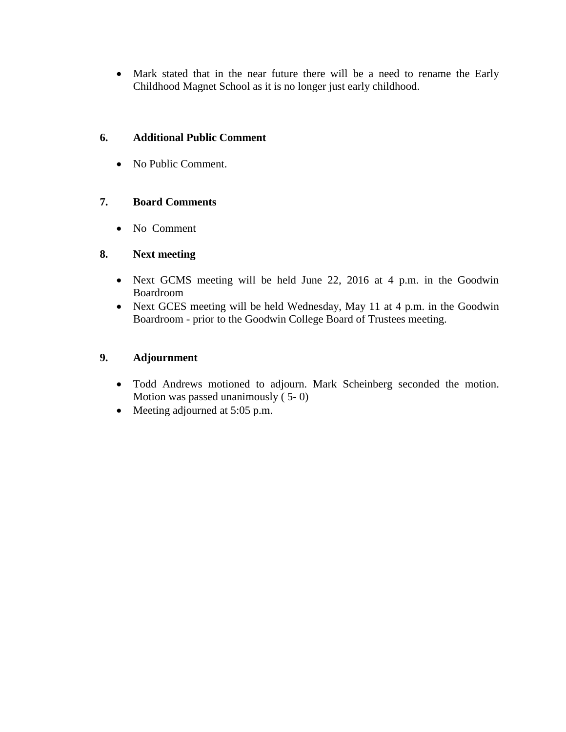- Mark stated that in the near future there will be a need to rename the Early Childhood Magnet School as it is no longer just early childhood.

**6. Additional Public Comment**

- No Public Comment.

**7. Board Comments**

- No Comment

**8. Next meeting**

- Next GCMS meeting will be held June 22, 2016 at 4 p.m. in the Goodwin Boardroom
- Next GCES meeting will be held Wednesday, May 11 at 4 p.m. in the Goodwin Boardroom - prior to the Goodwin College Board of Trustees meeting.

**9. Adjournment**

- Todd Andrews motioned to adjourn. Mark Scheinberg seconded the motion. Motion was passed unanimously ( 5- 0)
- Meeting adjourned at 5:05 p.m.